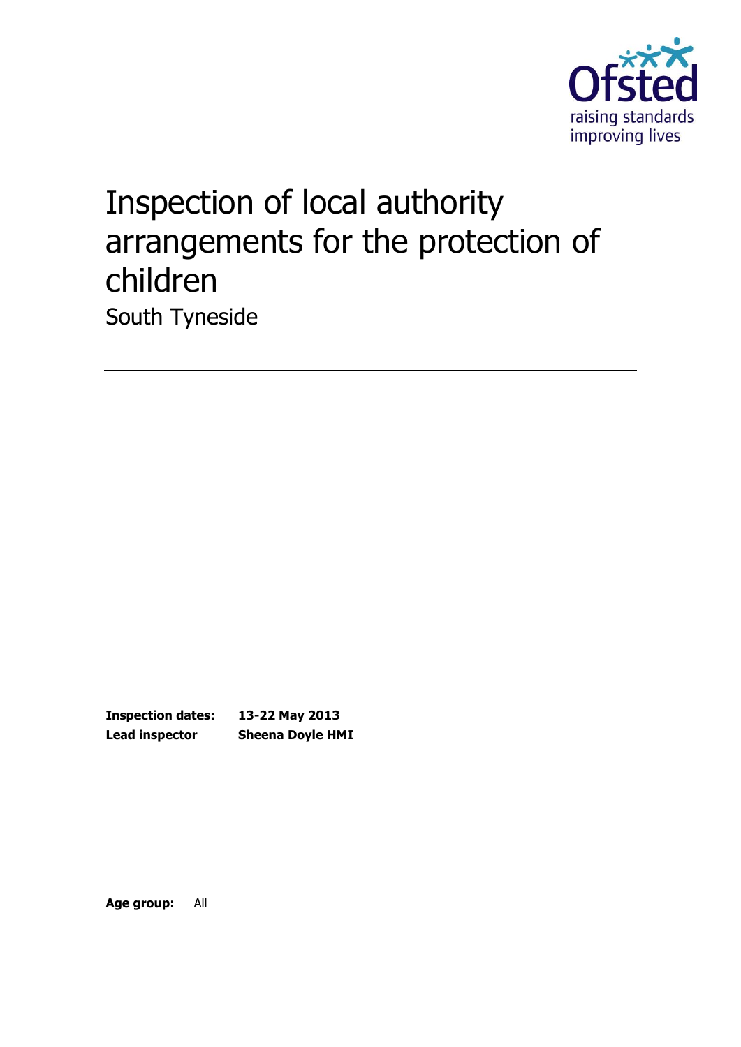# Inspection of local authority arrangements for the protection of children

South Tyneside

**Inspection dates:** **13-22 May 2013**

**Lead inspector** **Sheena Doyle HMI**

**Age group:** All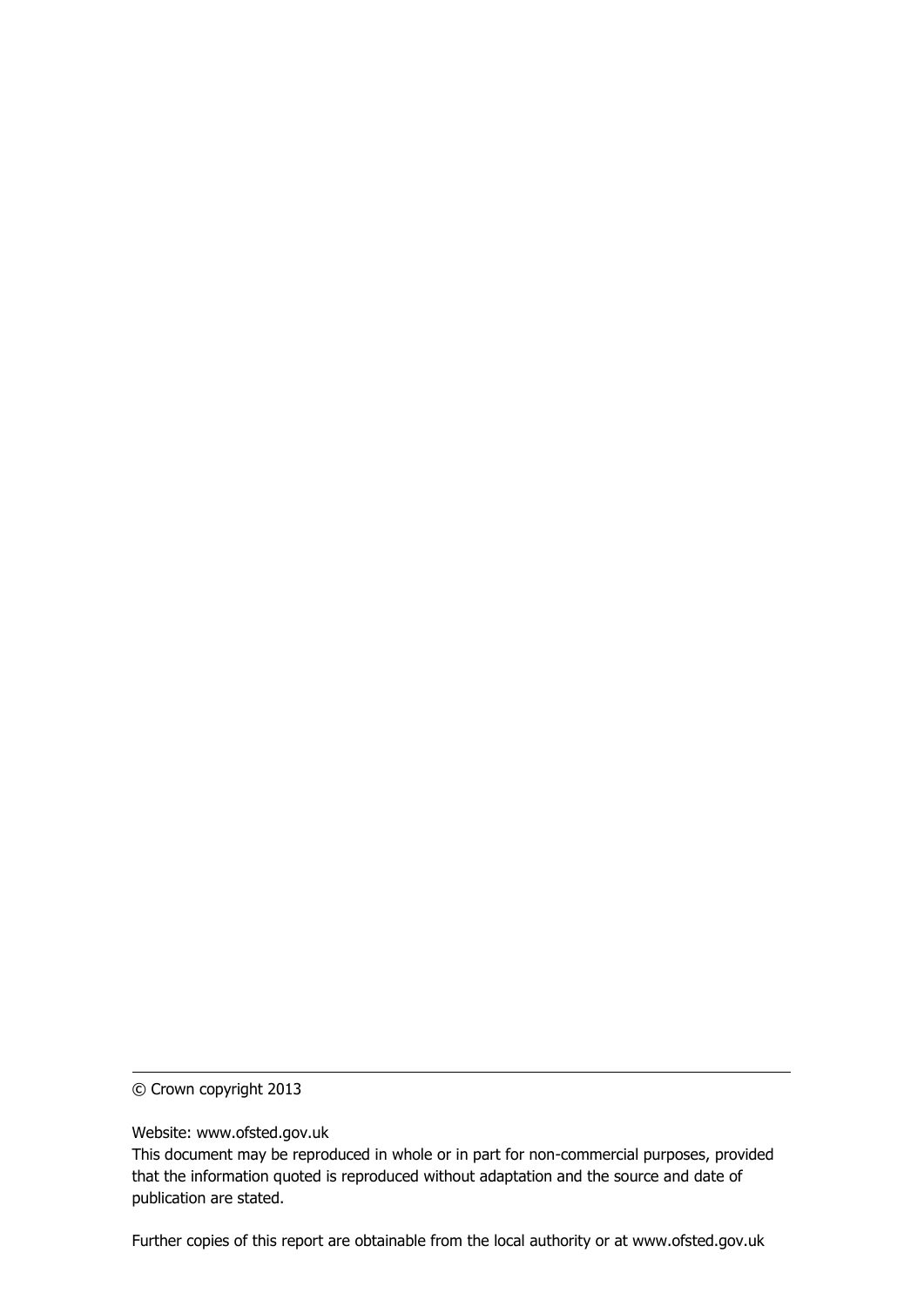---

© Crown copyright 2013

Website: www.ofsted.gov.uk

This document may be reproduced in whole or in part for non-commercial purposes, provided that the information quoted is reproduced without adaptation and the source and date of publication are stated.

Further copies of this report are obtainable from the local authority or at www.ofsted.gov.uk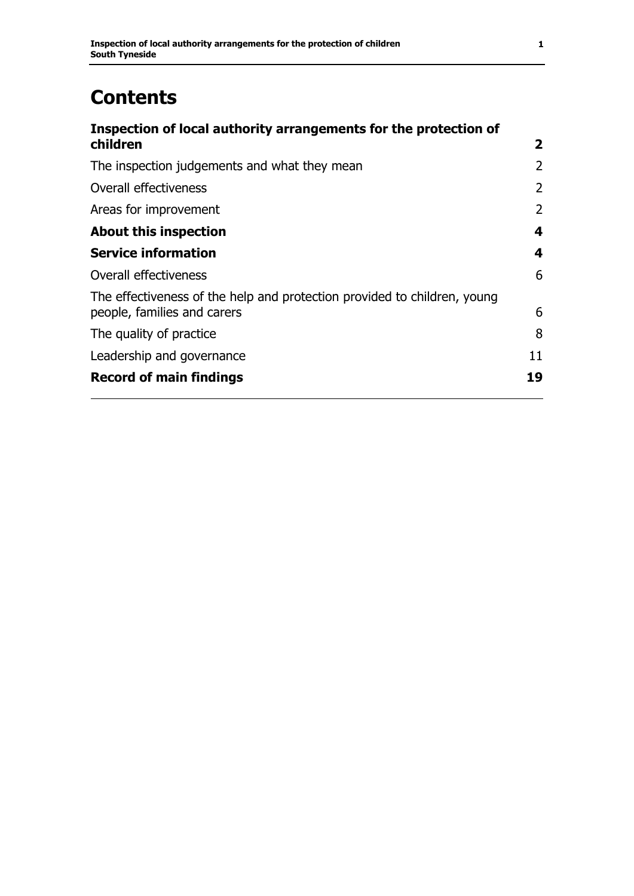# Contents

| | |
|---|---|
| **Inspection of local authority arrangements for the protection of children** | **2** |
| The inspection judgements and what they mean | 2 |
| Overall effectiveness | 2 |
| Areas for improvement | 2 |
| **About this inspection** | **4** |
| **Service information** | **4** |
| Overall effectiveness | 6 |
| The effectiveness of the help and protection provided to children, young people, families and carers | 6 |
| The quality of practice | 8 |
| Leadership and governance | 11 |
| **Record of main findings** | **19** |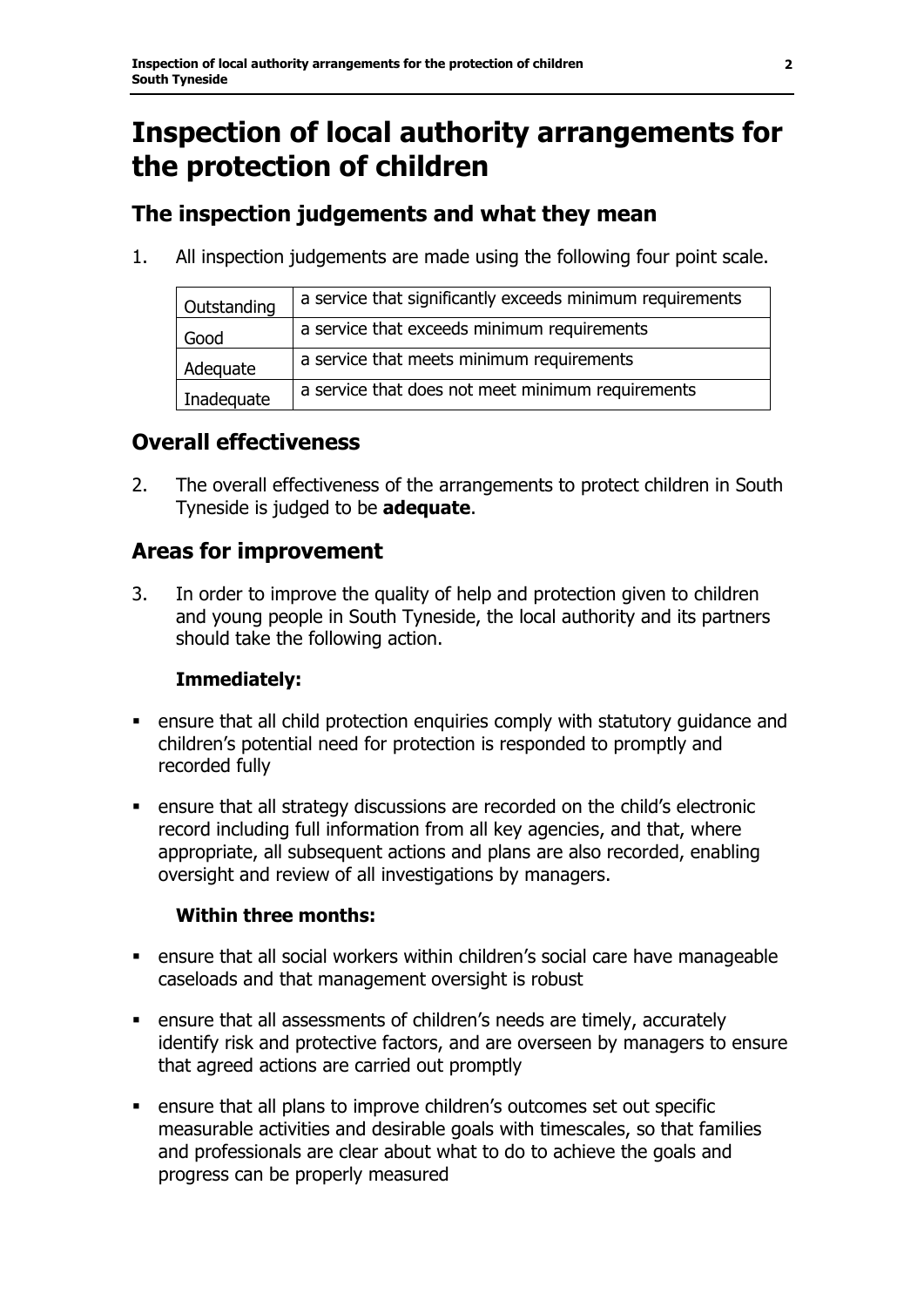# Inspection of local authority arrangements for the protection of children

## The inspection judgements and what they mean

1. All inspection judgements are made using the following four point scale.

| | |
|---|---|
| Outstanding | a service that significantly exceeds minimum requirements |
| Good | a service that exceeds minimum requirements |
| Adequate | a service that meets minimum requirements |
| Inadequate | a service that does not meet minimum requirements |

## Overall effectiveness

2. The overall effectiveness of the arrangements to protect children in South Tyneside is judged to be **adequate**.

## Areas for improvement

3. In order to improve the quality of help and protection given to children and young people in South Tyneside, the local authority and its partners should take the following action.

**Immediately:**

- ensure that all child protection enquiries comply with statutory guidance and children's potential need for protection is responded to promptly and recorded fully
- ensure that all strategy discussions are recorded on the child's electronic record including full information from all key agencies, and that, where appropriate, all subsequent actions and plans are also recorded, enabling oversight and review of all investigations by managers.

**Within three months:**

- ensure that all social workers within children's social care have manageable caseloads and that management oversight is robust
- ensure that all assessments of children's needs are timely, accurately identify risk and protective factors, and are overseen by managers to ensure that agreed actions are carried out promptly
- ensure that all plans to improve children's outcomes set out specific measurable activities and desirable goals with timescales, so that families and professionals are clear about what to do to achieve the goals and progress can be properly measured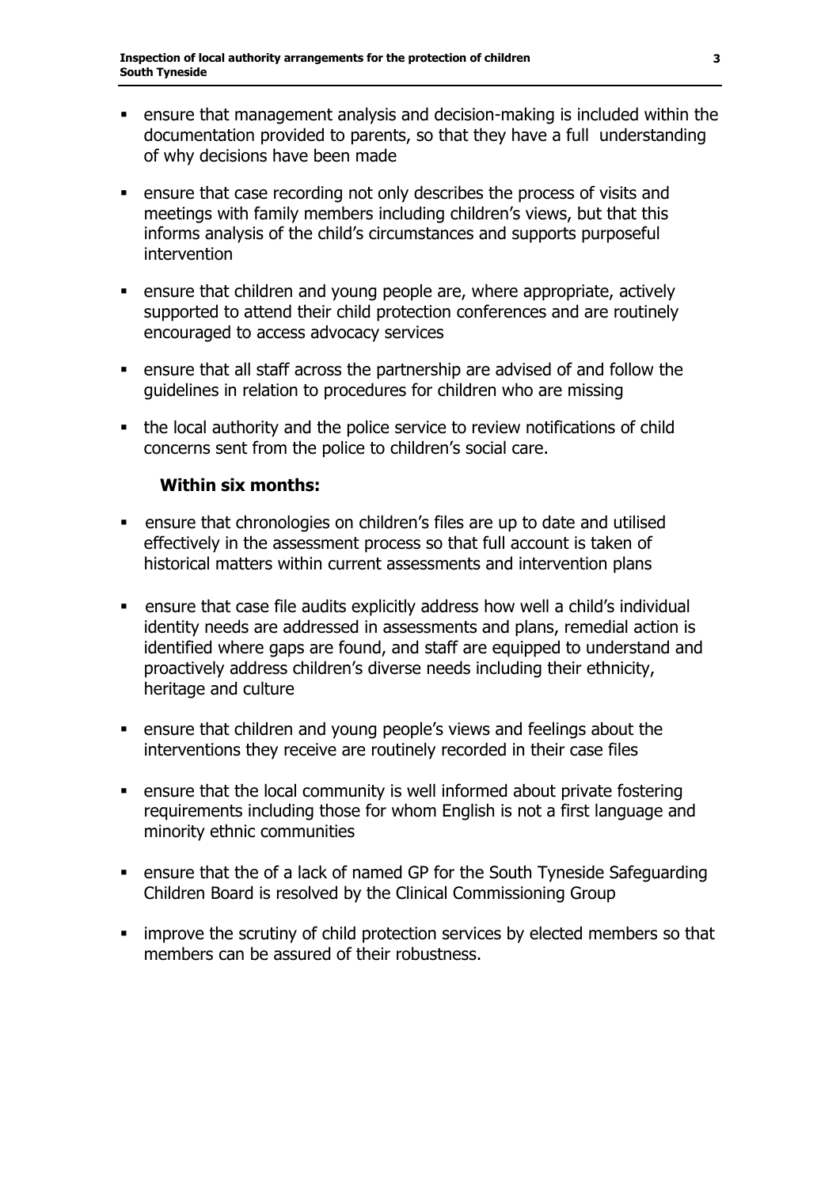- ensure that management analysis and decision-making is included within the documentation provided to parents, so that they have a full understanding of why decisions have been made
- ensure that case recording not only describes the process of visits and meetings with family members including children's views, but that this informs analysis of the child's circumstances and supports purposeful intervention
- ensure that children and young people are, where appropriate, actively supported to attend their child protection conferences and are routinely encouraged to access advocacy services
- ensure that all staff across the partnership are advised of and follow the guidelines in relation to procedures for children who are missing
- the local authority and the police service to review notifications of child concerns sent from the police to children's social care.

**Within six months:**

- ensure that chronologies on children's files are up to date and utilised effectively in the assessment process so that full account is taken of historical matters within current assessments and intervention plans
- ensure that case file audits explicitly address how well a child's individual identity needs are addressed in assessments and plans, remedial action is identified where gaps are found, and staff are equipped to understand and proactively address children's diverse needs including their ethnicity, heritage and culture
- ensure that children and young people's views and feelings about the interventions they receive are routinely recorded in their case files
- ensure that the local community is well informed about private fostering requirements including those for whom English is not a first language and minority ethnic communities
- ensure that the of a lack of named GP for the South Tyneside Safeguarding Children Board is resolved by the Clinical Commissioning Group
- improve the scrutiny of child protection services by elected members so that members can be assured of their robustness.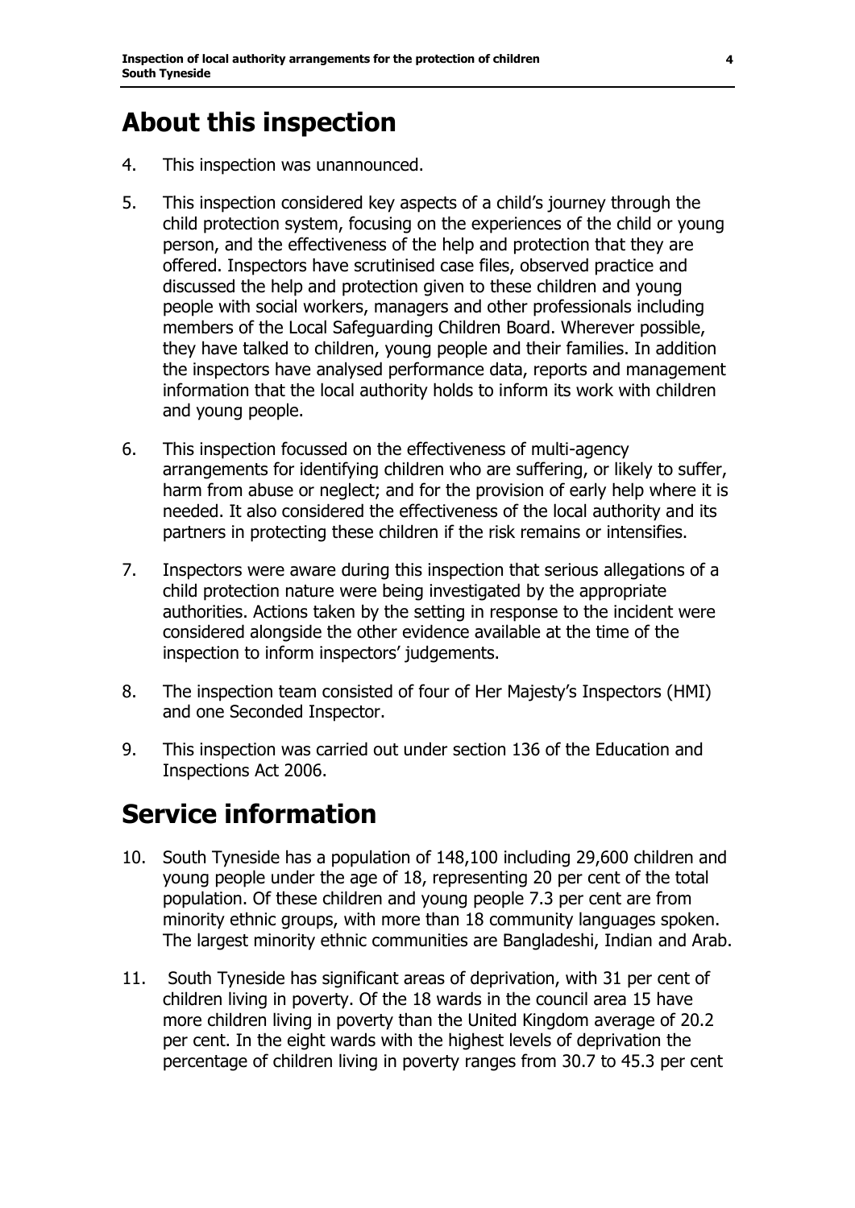## About this inspection

4. This inspection was unannounced.

5. This inspection considered key aspects of a child's journey through the child protection system, focusing on the experiences of the child or young person, and the effectiveness of the help and protection that they are offered. Inspectors have scrutinised case files, observed practice and discussed the help and protection given to these children and young people with social workers, managers and other professionals including members of the Local Safeguarding Children Board. Wherever possible, they have talked to children, young people and their families. In addition the inspectors have analysed performance data, reports and management information that the local authority holds to inform its work with children and young people.

6. This inspection focussed on the effectiveness of multi-agency arrangements for identifying children who are suffering, or likely to suffer, harm from abuse or neglect; and for the provision of early help where it is needed. It also considered the effectiveness of the local authority and its partners in protecting these children if the risk remains or intensifies.

7. Inspectors were aware during this inspection that serious allegations of a child protection nature were being investigated by the appropriate authorities. Actions taken by the setting in response to the incident were considered alongside the other evidence available at the time of the inspection to inform inspectors' judgements.

8. The inspection team consisted of four of Her Majesty's Inspectors (HMI) and one Seconded Inspector.

9. This inspection was carried out under section 136 of the Education and Inspections Act 2006.

## Service information

10. South Tyneside has a population of 148,100 including 29,600 children and young people under the age of 18, representing 20 per cent of the total population. Of these children and young people 7.3 per cent are from minority ethnic groups, with more than 18 community languages spoken. The largest minority ethnic communities are Bangladeshi, Indian and Arab.

11. South Tyneside has significant areas of deprivation, with 31 per cent of children living in poverty. Of the 18 wards in the council area 15 have more children living in poverty than the United Kingdom average of 20.2 per cent. In the eight wards with the highest levels of deprivation the percentage of children living in poverty ranges from 30.7 to 45.3 per cent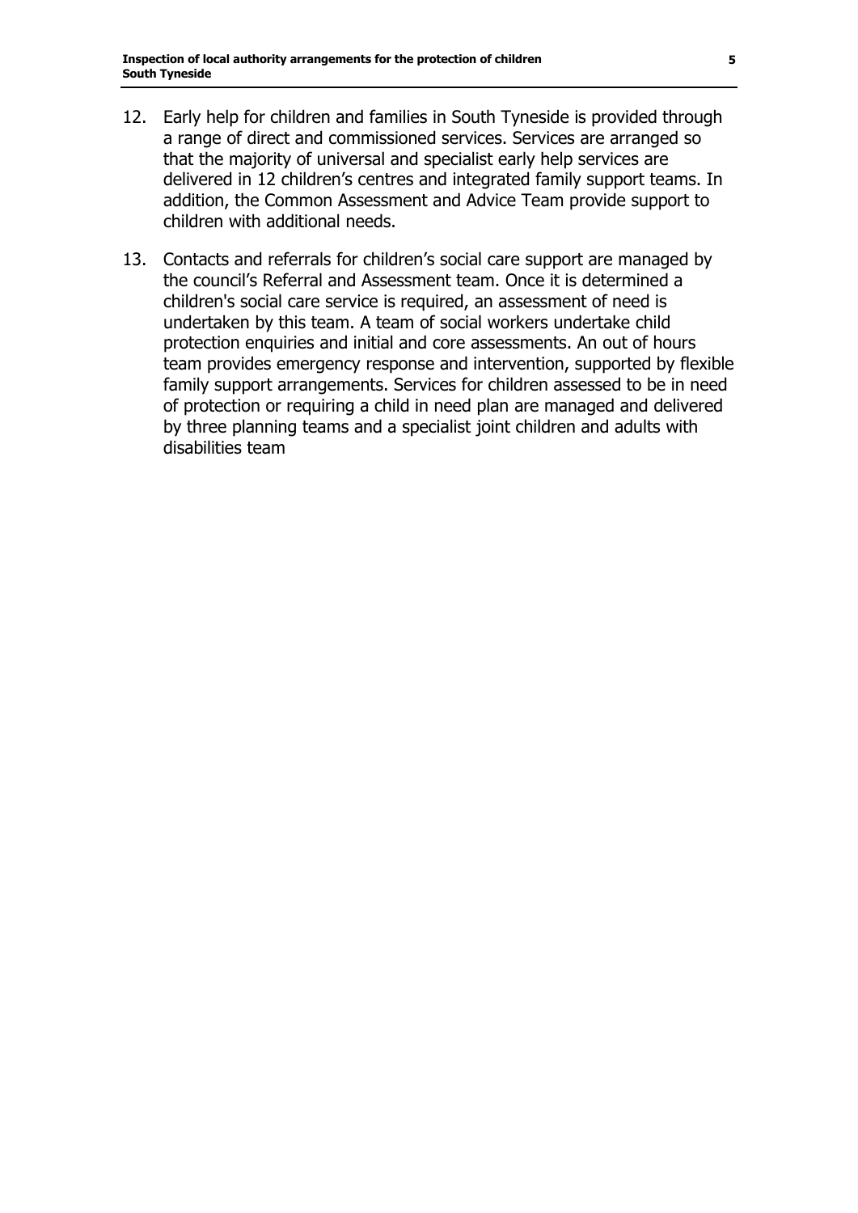12. Early help for children and families in South Tyneside is provided through a range of direct and commissioned services. Services are arranged so that the majority of universal and specialist early help services are delivered in 12 children's centres and integrated family support teams. In addition, the Common Assessment and Advice Team provide support to children with additional needs.

13. Contacts and referrals for children's social care support are managed by the council's Referral and Assessment team. Once it is determined a children's social care service is required, an assessment of need is undertaken by this team. A team of social workers undertake child protection enquiries and initial and core assessments. An out of hours team provides emergency response and intervention, supported by flexible family support arrangements. Services for children assessed to be in need of protection or requiring a child in need plan are managed and delivered by three planning teams and a specialist joint children and adults with disabilities team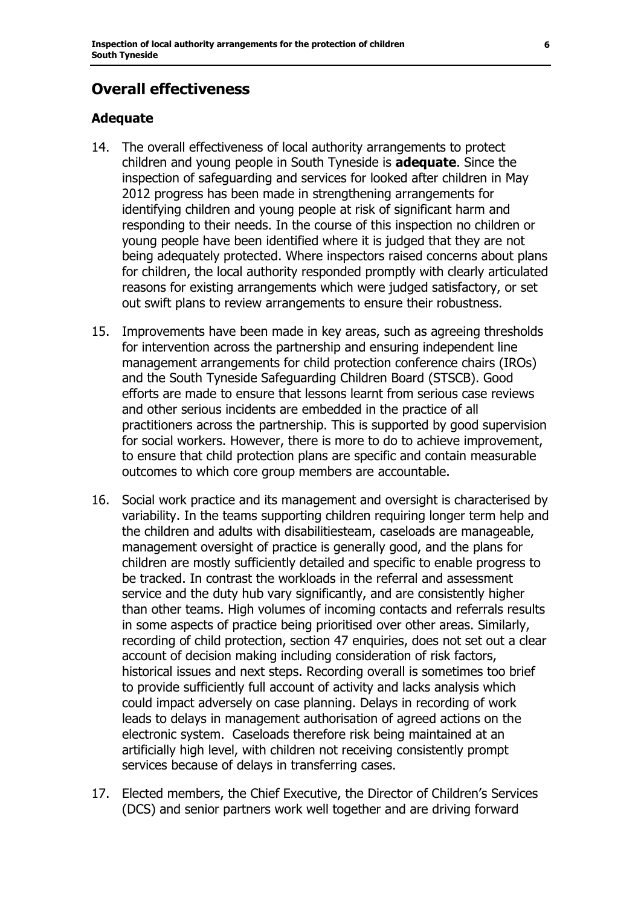## Overall effectiveness

### Adequate

14. The overall effectiveness of local authority arrangements to protect children and young people in South Tyneside is **adequate**. Since the inspection of safeguarding and services for looked after children in May 2012 progress has been made in strengthening arrangements for identifying children and young people at risk of significant harm and responding to their needs. In the course of this inspection no children or young people have been identified where it is judged that they are not being adequately protected. Where inspectors raised concerns about plans for children, the local authority responded promptly with clearly articulated reasons for existing arrangements which were judged satisfactory, or set out swift plans to review arrangements to ensure their robustness.

15. Improvements have been made in key areas, such as agreeing thresholds for intervention across the partnership and ensuring independent line management arrangements for child protection conference chairs (IROs) and the South Tyneside Safeguarding Children Board (STSCB). Good efforts are made to ensure that lessons learnt from serious case reviews and other serious incidents are embedded in the practice of all practitioners across the partnership. This is supported by good supervision for social workers. However, there is more to do to achieve improvement, to ensure that child protection plans are specific and contain measurable outcomes to which core group members are accountable.

16. Social work practice and its management and oversight is characterised by variability. In the teams supporting children requiring longer term help and the children and adults with disabilitiesteam, caseloads are manageable, management oversight of practice is generally good, and the plans for children are mostly sufficiently detailed and specific to enable progress to be tracked. In contrast the workloads in the referral and assessment service and the duty hub vary significantly, and are consistently higher than other teams. High volumes of incoming contacts and referrals results in some aspects of practice being prioritised over other areas. Similarly, recording of child protection, section 47 enquiries, does not set out a clear account of decision making including consideration of risk factors, historical issues and next steps. Recording overall is sometimes too brief to provide sufficiently full account of activity and lacks analysis which could impact adversely on case planning. Delays in recording of work leads to delays in management authorisation of agreed actions on the electronic system. Caseloads therefore risk being maintained at an artificially high level, with children not receiving consistently prompt services because of delays in transferring cases.

17. Elected members, the Chief Executive, the Director of Children's Services (DCS) and senior partners work well together and are driving forward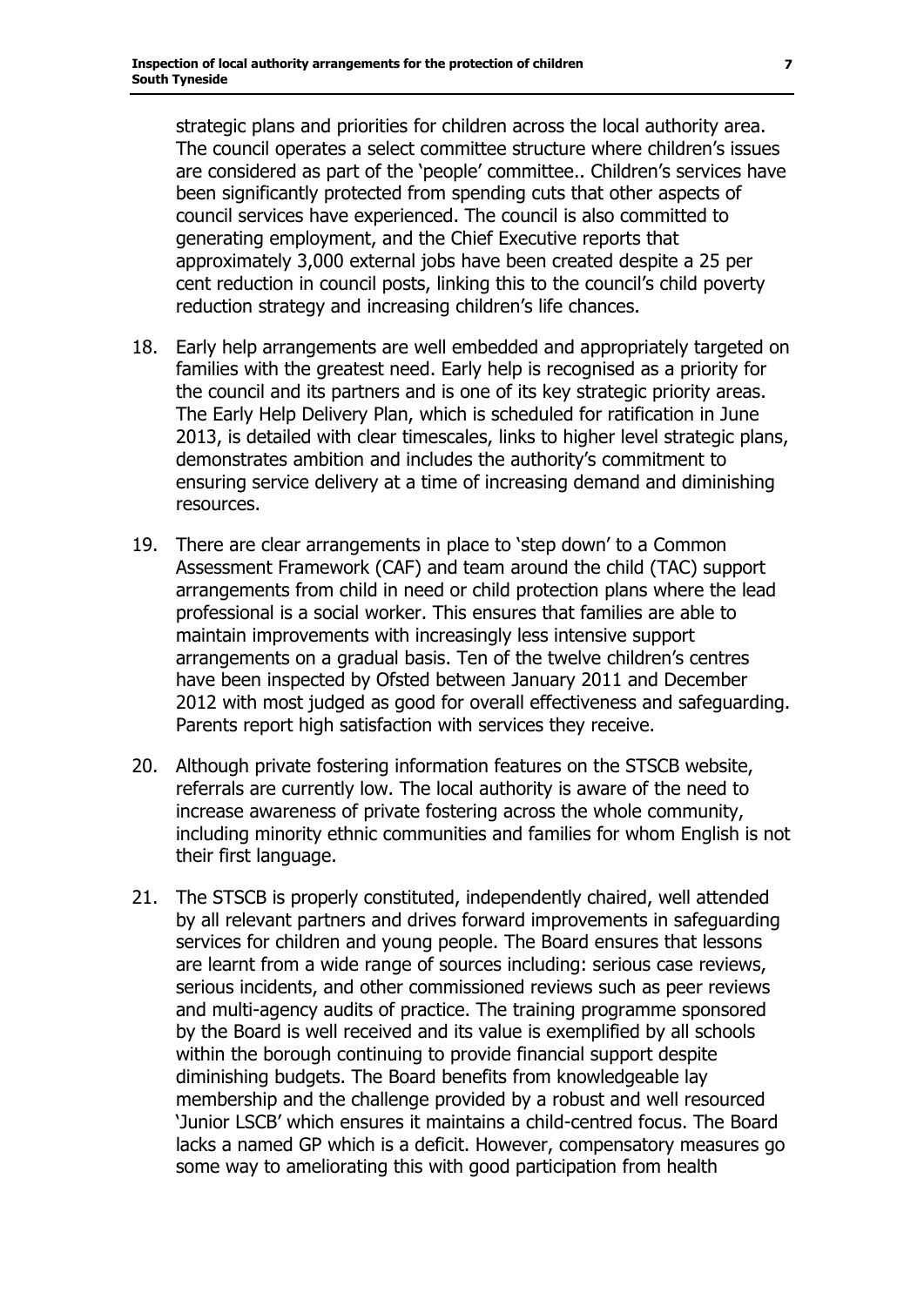strategic plans and priorities for children across the local authority area. The council operates a select committee structure where children's issues are considered as part of the 'people' committee.. Children's services have been significantly protected from spending cuts that other aspects of council services have experienced. The council is also committed to generating employment, and the Chief Executive reports that approximately 3,000 external jobs have been created despite a 25 per cent reduction in council posts, linking this to the council's child poverty reduction strategy and increasing children's life chances.

18. Early help arrangements are well embedded and appropriately targeted on families with the greatest need. Early help is recognised as a priority for the council and its partners and is one of its key strategic priority areas. The Early Help Delivery Plan, which is scheduled for ratification in June 2013, is detailed with clear timescales, links to higher level strategic plans, demonstrates ambition and includes the authority's commitment to ensuring service delivery at a time of increasing demand and diminishing resources.

19. There are clear arrangements in place to 'step down' to a Common Assessment Framework (CAF) and team around the child (TAC) support arrangements from child in need or child protection plans where the lead professional is a social worker. This ensures that families are able to maintain improvements with increasingly less intensive support arrangements on a gradual basis. Ten of the twelve children's centres have been inspected by Ofsted between January 2011 and December 2012 with most judged as good for overall effectiveness and safeguarding. Parents report high satisfaction with services they receive.

20. Although private fostering information features on the STSCB website, referrals are currently low. The local authority is aware of the need to increase awareness of private fostering across the whole community, including minority ethnic communities and families for whom English is not their first language.

21. The STSCB is properly constituted, independently chaired, well attended by all relevant partners and drives forward improvements in safeguarding services for children and young people. The Board ensures that lessons are learnt from a wide range of sources including: serious case reviews, serious incidents, and other commissioned reviews such as peer reviews and multi-agency audits of practice. The training programme sponsored by the Board is well received and its value is exemplified by all schools within the borough continuing to provide financial support despite diminishing budgets. The Board benefits from knowledgeable lay membership and the challenge provided by a robust and well resourced 'Junior LSCB' which ensures it maintains a child-centred focus. The Board lacks a named GP which is a deficit. However, compensatory measures go some way to ameliorating this with good participation from health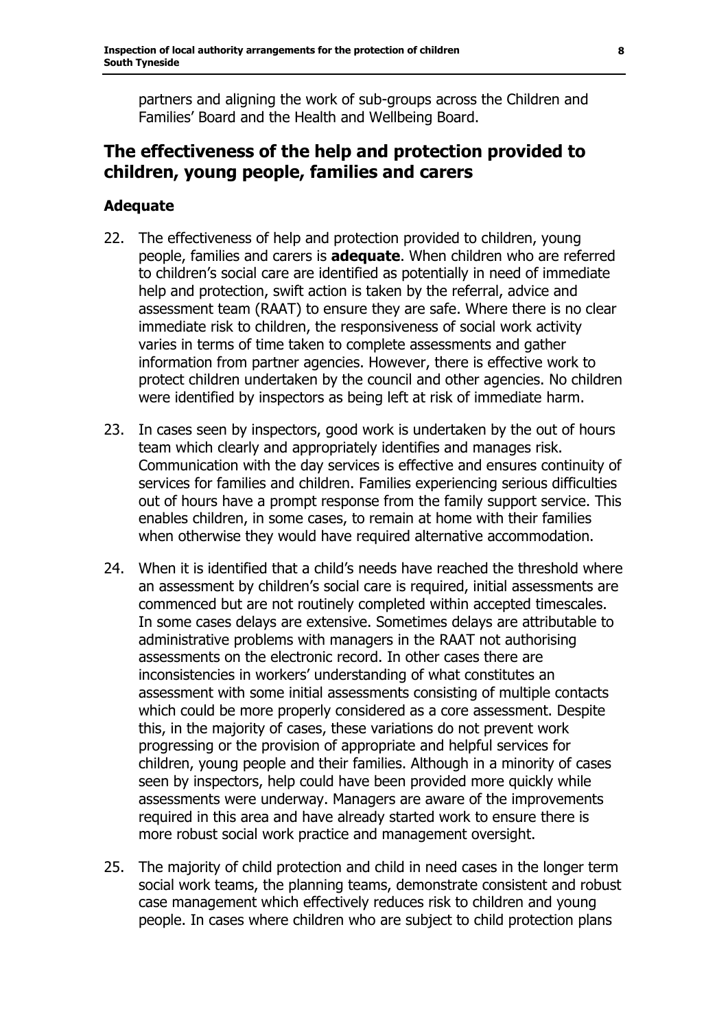partners and aligning the work of sub-groups across the Children and Families' Board and the Health and Wellbeing Board.

## The effectiveness of the help and protection provided to children, young people, families and carers

### Adequate

22. The effectiveness of help and protection provided to children, young people, families and carers is **adequate**. When children who are referred to children's social care are identified as potentially in need of immediate help and protection, swift action is taken by the referral, advice and assessment team (RAAT) to ensure they are safe. Where there is no clear immediate risk to children, the responsiveness of social work activity varies in terms of time taken to complete assessments and gather information from partner agencies. However, there is effective work to protect children undertaken by the council and other agencies. No children were identified by inspectors as being left at risk of immediate harm.

23. In cases seen by inspectors, good work is undertaken by the out of hours team which clearly and appropriately identifies and manages risk. Communication with the day services is effective and ensures continuity of services for families and children. Families experiencing serious difficulties out of hours have a prompt response from the family support service. This enables children, in some cases, to remain at home with their families when otherwise they would have required alternative accommodation.

24. When it is identified that a child's needs have reached the threshold where an assessment by children's social care is required, initial assessments are commenced but are not routinely completed within accepted timescales. In some cases delays are extensive. Sometimes delays are attributable to administrative problems with managers in the RAAT not authorising assessments on the electronic record. In other cases there are inconsistencies in workers' understanding of what constitutes an assessment with some initial assessments consisting of multiple contacts which could be more properly considered as a core assessment. Despite this, in the majority of cases, these variations do not prevent work progressing or the provision of appropriate and helpful services for children, young people and their families. Although in a minority of cases seen by inspectors, help could have been provided more quickly while assessments were underway. Managers are aware of the improvements required in this area and have already started work to ensure there is more robust social work practice and management oversight.

25. The majority of child protection and child in need cases in the longer term social work teams, the planning teams, demonstrate consistent and robust case management which effectively reduces risk to children and young people. In cases where children who are subject to child protection plans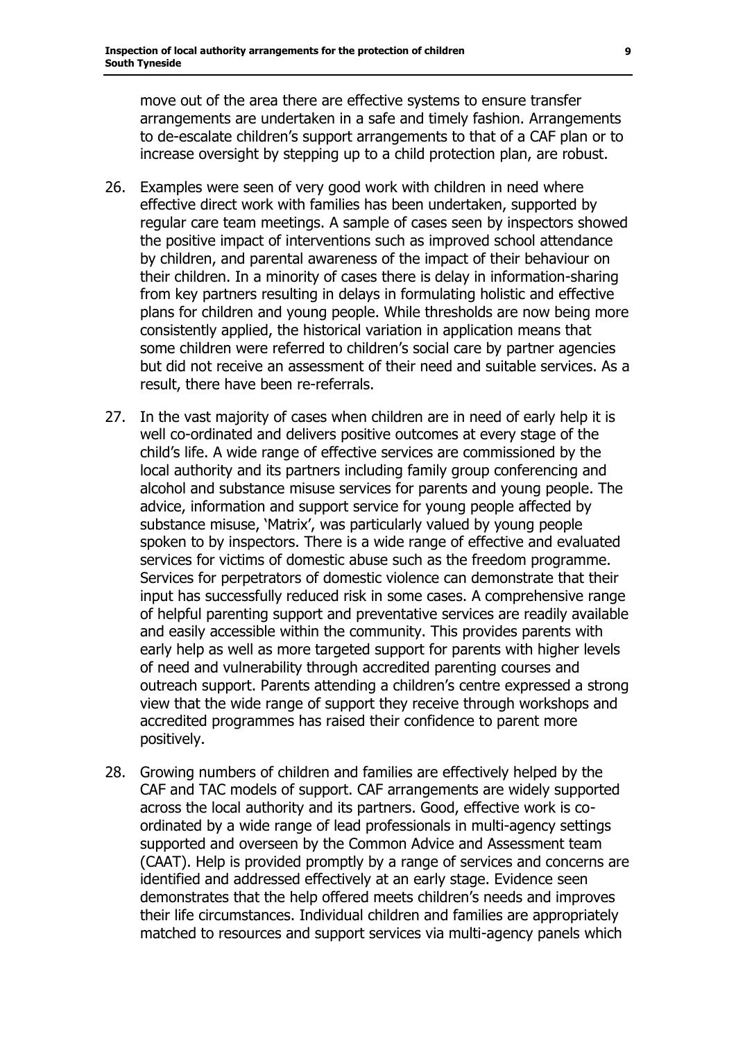move out of the area there are effective systems to ensure transfer arrangements are undertaken in a safe and timely fashion. Arrangements to de-escalate children's support arrangements to that of a CAF plan or to increase oversight by stepping up to a child protection plan, are robust.

26. Examples were seen of very good work with children in need where effective direct work with families has been undertaken, supported by regular care team meetings. A sample of cases seen by inspectors showed the positive impact of interventions such as improved school attendance by children, and parental awareness of the impact of their behaviour on their children. In a minority of cases there is delay in information-sharing from key partners resulting in delays in formulating holistic and effective plans for children and young people. While thresholds are now being more consistently applied, the historical variation in application means that some children were referred to children's social care by partner agencies but did not receive an assessment of their need and suitable services. As a result, there have been re-referrals.

27. In the vast majority of cases when children are in need of early help it is well co-ordinated and delivers positive outcomes at every stage of the child's life. A wide range of effective services are commissioned by the local authority and its partners including family group conferencing and alcohol and substance misuse services for parents and young people. The advice, information and support service for young people affected by substance misuse, 'Matrix', was particularly valued by young people spoken to by inspectors. There is a wide range of effective and evaluated services for victims of domestic abuse such as the freedom programme. Services for perpetrators of domestic violence can demonstrate that their input has successfully reduced risk in some cases. A comprehensive range of helpful parenting support and preventative services are readily available and easily accessible within the community. This provides parents with early help as well as more targeted support for parents with higher levels of need and vulnerability through accredited parenting courses and outreach support. Parents attending a children's centre expressed a strong view that the wide range of support they receive through workshops and accredited programmes has raised their confidence to parent more positively.

28. Growing numbers of children and families are effectively helped by the CAF and TAC models of support. CAF arrangements are widely supported across the local authority and its partners. Good, effective work is co-ordinated by a wide range of lead professionals in multi-agency settings supported and overseen by the Common Advice and Assessment team (CAAT). Help is provided promptly by a range of services and concerns are identified and addressed effectively at an early stage. Evidence seen demonstrates that the help offered meets children's needs and improves their life circumstances. Individual children and families are appropriately matched to resources and support services via multi-agency panels which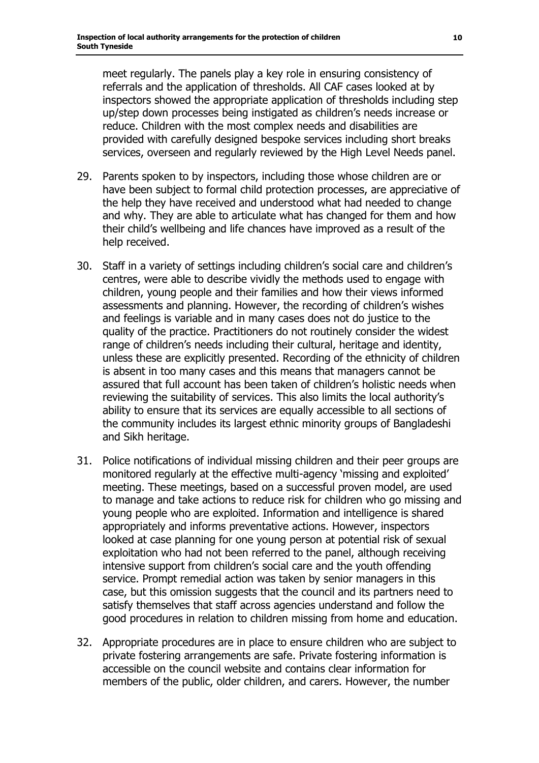meet regularly. The panels play a key role in ensuring consistency of referrals and the application of thresholds. All CAF cases looked at by inspectors showed the appropriate application of thresholds including step up/step down processes being instigated as children's needs increase or reduce. Children with the most complex needs and disabilities are provided with carefully designed bespoke services including short breaks services, overseen and regularly reviewed by the High Level Needs panel.

29. Parents spoken to by inspectors, including those whose children are or have been subject to formal child protection processes, are appreciative of the help they have received and understood what had needed to change and why. They are able to articulate what has changed for them and how their child's wellbeing and life chances have improved as a result of the help received.

30. Staff in a variety of settings including children's social care and children's centres, were able to describe vividly the methods used to engage with children, young people and their families and how their views informed assessments and planning. However, the recording of children's wishes and feelings is variable and in many cases does not do justice to the quality of the practice. Practitioners do not routinely consider the widest range of children's needs including their cultural, heritage and identity, unless these are explicitly presented. Recording of the ethnicity of children is absent in too many cases and this means that managers cannot be assured that full account has been taken of children's holistic needs when reviewing the suitability of services. This also limits the local authority's ability to ensure that its services are equally accessible to all sections of the community includes its largest ethnic minority groups of Bangladeshi and Sikh heritage.

31. Police notifications of individual missing children and their peer groups are monitored regularly at the effective multi-agency 'missing and exploited' meeting. These meetings, based on a successful proven model, are used to manage and take actions to reduce risk for children who go missing and young people who are exploited. Information and intelligence is shared appropriately and informs preventative actions. However, inspectors looked at case planning for one young person at potential risk of sexual exploitation who had not been referred to the panel, although receiving intensive support from children's social care and the youth offending service. Prompt remedial action was taken by senior managers in this case, but this omission suggests that the council and its partners need to satisfy themselves that staff across agencies understand and follow the good procedures in relation to children missing from home and education.

32. Appropriate procedures are in place to ensure children who are subject to private fostering arrangements are safe. Private fostering information is accessible on the council website and contains clear information for members of the public, older children, and carers. However, the number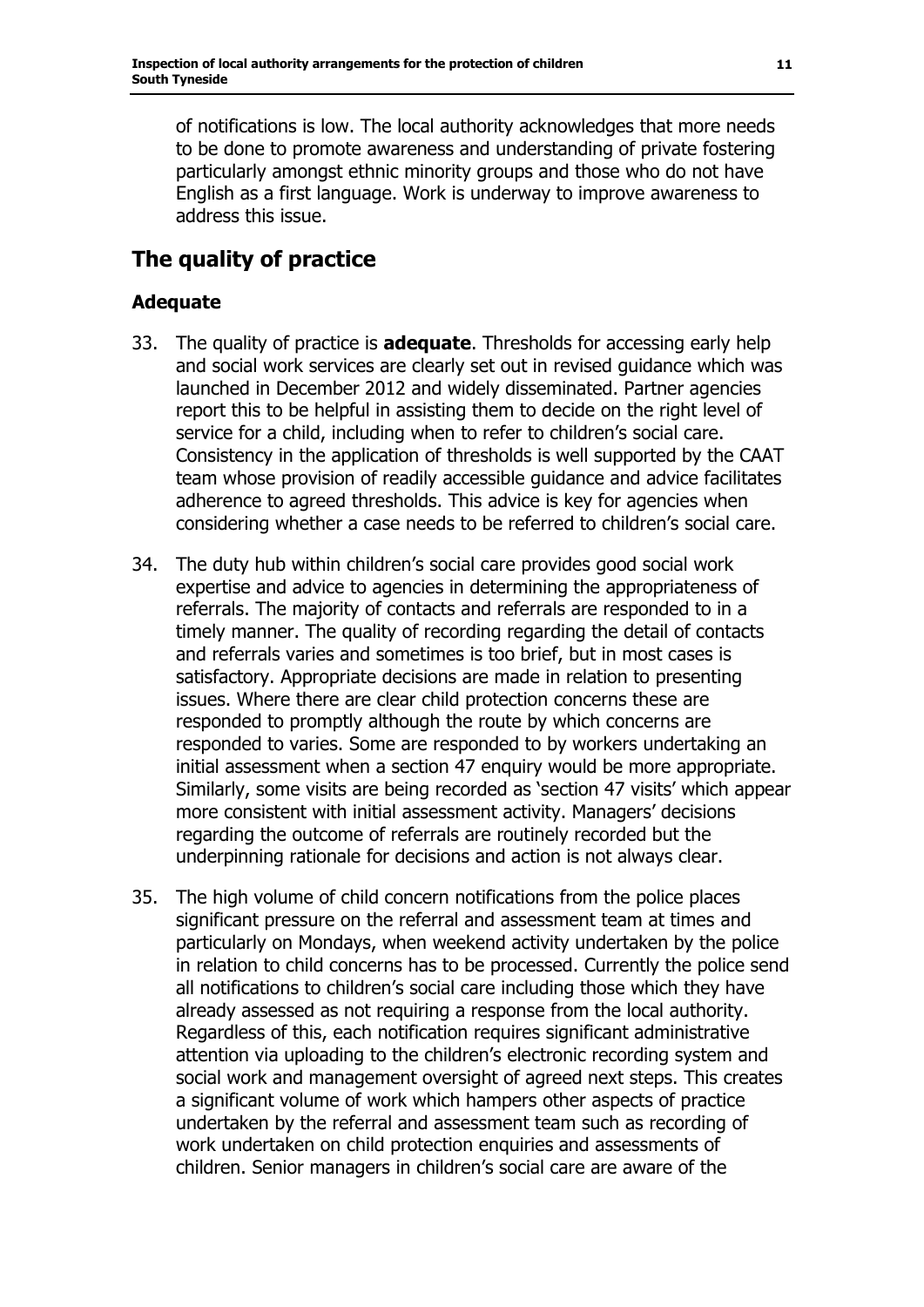of notifications is low. The local authority acknowledges that more needs to be done to promote awareness and understanding of private fostering particularly amongst ethnic minority groups and those who do not have English as a first language. Work is underway to improve awareness to address this issue.

## The quality of practice

### Adequate

33. The quality of practice is **adequate**. Thresholds for accessing early help and social work services are clearly set out in revised guidance which was launched in December 2012 and widely disseminated. Partner agencies report this to be helpful in assisting them to decide on the right level of service for a child, including when to refer to children's social care. Consistency in the application of thresholds is well supported by the CAAT team whose provision of readily accessible guidance and advice facilitates adherence to agreed thresholds. This advice is key for agencies when considering whether a case needs to be referred to children's social care.

34. The duty hub within children's social care provides good social work expertise and advice to agencies in determining the appropriateness of referrals. The majority of contacts and referrals are responded to in a timely manner. The quality of recording regarding the detail of contacts and referrals varies and sometimes is too brief, but in most cases is satisfactory. Appropriate decisions are made in relation to presenting issues. Where there are clear child protection concerns these are responded to promptly although the route by which concerns are responded to varies. Some are responded to by workers undertaking an initial assessment when a section 47 enquiry would be more appropriate. Similarly, some visits are being recorded as 'section 47 visits' which appear more consistent with initial assessment activity. Managers' decisions regarding the outcome of referrals are routinely recorded but the underpinning rationale for decisions and action is not always clear.

35. The high volume of child concern notifications from the police places significant pressure on the referral and assessment team at times and particularly on Mondays, when weekend activity undertaken by the police in relation to child concerns has to be processed. Currently the police send all notifications to children's social care including those which they have already assessed as not requiring a response from the local authority. Regardless of this, each notification requires significant administrative attention via uploading to the children's electronic recording system and social work and management oversight of agreed next steps. This creates a significant volume of work which hampers other aspects of practice undertaken by the referral and assessment team such as recording of work undertaken on child protection enquiries and assessments of children. Senior managers in children's social care are aware of the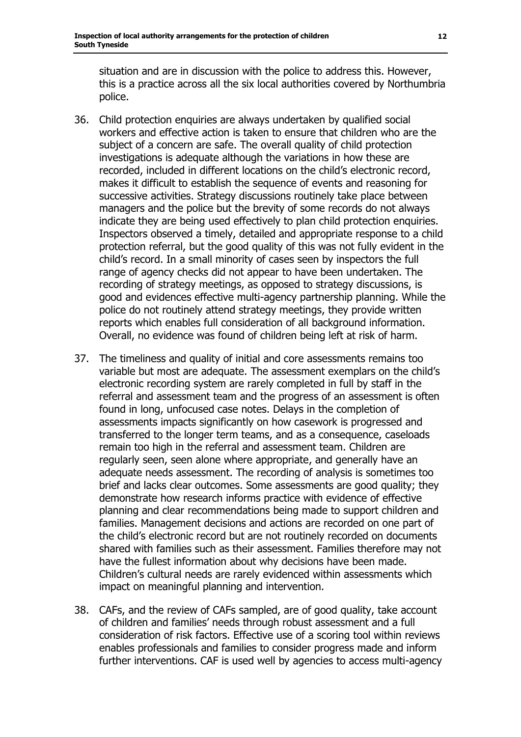situation and are in discussion with the police to address this. However, this is a practice across all the six local authorities covered by Northumbria police.

36. Child protection enquiries are always undertaken by qualified social workers and effective action is taken to ensure that children who are the subject of a concern are safe. The overall quality of child protection investigations is adequate although the variations in how these are recorded, included in different locations on the child's electronic record, makes it difficult to establish the sequence of events and reasoning for successive activities. Strategy discussions routinely take place between managers and the police but the brevity of some records do not always indicate they are being used effectively to plan child protection enquiries. Inspectors observed a timely, detailed and appropriate response to a child protection referral, but the good quality of this was not fully evident in the child's record. In a small minority of cases seen by inspectors the full range of agency checks did not appear to have been undertaken. The recording of strategy meetings, as opposed to strategy discussions, is good and evidences effective multi-agency partnership planning. While the police do not routinely attend strategy meetings, they provide written reports which enables full consideration of all background information. Overall, no evidence was found of children being left at risk of harm.

37. The timeliness and quality of initial and core assessments remains too variable but most are adequate. The assessment exemplars on the child's electronic recording system are rarely completed in full by staff in the referral and assessment team and the progress of an assessment is often found in long, unfocused case notes. Delays in the completion of assessments impacts significantly on how casework is progressed and transferred to the longer term teams, and as a consequence, caseloads remain too high in the referral and assessment team. Children are regularly seen, seen alone where appropriate, and generally have an adequate needs assessment. The recording of analysis is sometimes too brief and lacks clear outcomes. Some assessments are good quality; they demonstrate how research informs practice with evidence of effective planning and clear recommendations being made to support children and families. Management decisions and actions are recorded on one part of the child's electronic record but are not routinely recorded on documents shared with families such as their assessment. Families therefore may not have the fullest information about why decisions have been made. Children's cultural needs are rarely evidenced within assessments which impact on meaningful planning and intervention.

38. CAFs, and the review of CAFs sampled, are of good quality, take account of children and families' needs through robust assessment and a full consideration of risk factors. Effective use of a scoring tool within reviews enables professionals and families to consider progress made and inform further interventions. CAF is used well by agencies to access multi-agency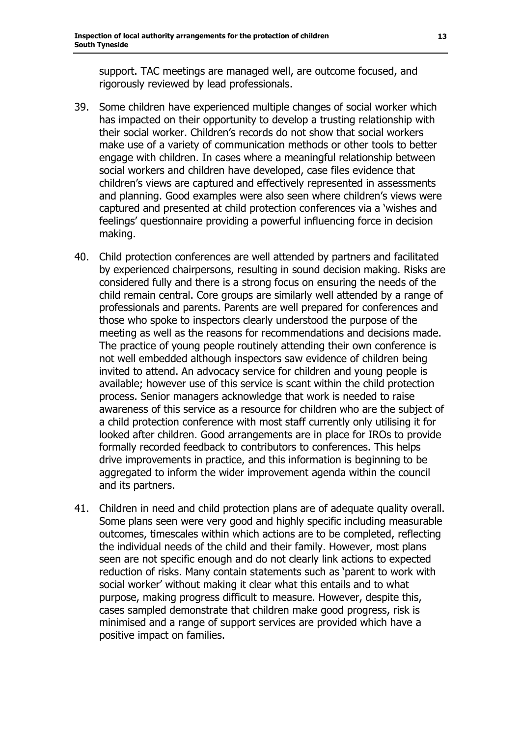support. TAC meetings are managed well, are outcome focused, and rigorously reviewed by lead professionals.

39. Some children have experienced multiple changes of social worker which has impacted on their opportunity to develop a trusting relationship with their social worker. Children's records do not show that social workers make use of a variety of communication methods or other tools to better engage with children. In cases where a meaningful relationship between social workers and children have developed, case files evidence that children's views are captured and effectively represented in assessments and planning. Good examples were also seen where children's views were captured and presented at child protection conferences via a 'wishes and feelings' questionnaire providing a powerful influencing force in decision making.

40. Child protection conferences are well attended by partners and facilitated by experienced chairpersons, resulting in sound decision making. Risks are considered fully and there is a strong focus on ensuring the needs of the child remain central. Core groups are similarly well attended by a range of professionals and parents. Parents are well prepared for conferences and those who spoke to inspectors clearly understood the purpose of the meeting as well as the reasons for recommendations and decisions made. The practice of young people routinely attending their own conference is not well embedded although inspectors saw evidence of children being invited to attend. An advocacy service for children and young people is available; however use of this service is scant within the child protection process. Senior managers acknowledge that work is needed to raise awareness of this service as a resource for children who are the subject of a child protection conference with most staff currently only utilising it for looked after children. Good arrangements are in place for IROs to provide formally recorded feedback to contributors to conferences. This helps drive improvements in practice, and this information is beginning to be aggregated to inform the wider improvement agenda within the council and its partners.

41. Children in need and child protection plans are of adequate quality overall. Some plans seen were very good and highly specific including measurable outcomes, timescales within which actions are to be completed, reflecting the individual needs of the child and their family. However, most plans seen are not specific enough and do not clearly link actions to expected reduction of risks. Many contain statements such as 'parent to work with social worker' without making it clear what this entails and to what purpose, making progress difficult to measure. However, despite this, cases sampled demonstrate that children make good progress, risk is minimised and a range of support services are provided which have a positive impact on families.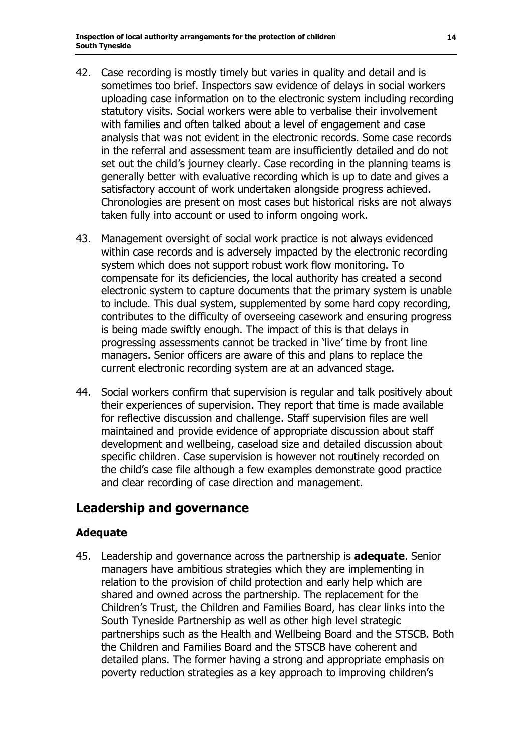42. Case recording is mostly timely but varies in quality and detail and is sometimes too brief. Inspectors saw evidence of delays in social workers uploading case information on to the electronic system including recording statutory visits. Social workers were able to verbalise their involvement with families and often talked about a level of engagement and case analysis that was not evident in the electronic records. Some case records in the referral and assessment team are insufficiently detailed and do not set out the child's journey clearly. Case recording in the planning teams is generally better with evaluative recording which is up to date and gives a satisfactory account of work undertaken alongside progress achieved. Chronologies are present on most cases but historical risks are not always taken fully into account or used to inform ongoing work.

43. Management oversight of social work practice is not always evidenced within case records and is adversely impacted by the electronic recording system which does not support robust work flow monitoring. To compensate for its deficiencies, the local authority has created a second electronic system to capture documents that the primary system is unable to include. This dual system, supplemented by some hard copy recording, contributes to the difficulty of overseeing casework and ensuring progress is being made swiftly enough. The impact of this is that delays in progressing assessments cannot be tracked in 'live' time by front line managers. Senior officers are aware of this and plans to replace the current electronic recording system are at an advanced stage.

44. Social workers confirm that supervision is regular and talk positively about their experiences of supervision. They report that time is made available for reflective discussion and challenge. Staff supervision files are well maintained and provide evidence of appropriate discussion about staff development and wellbeing, caseload size and detailed discussion about specific children. Case supervision is however not routinely recorded on the child's case file although a few examples demonstrate good practice and clear recording of case direction and management.

## Leadership and governance

### Adequate

45. Leadership and governance across the partnership is **adequate**. Senior managers have ambitious strategies which they are implementing in relation to the provision of child protection and early help which are shared and owned across the partnership. The replacement for the Children's Trust, the Children and Families Board, has clear links into the South Tyneside Partnership as well as other high level strategic partnerships such as the Health and Wellbeing Board and the STSCB. Both the Children and Families Board and the STSCB have coherent and detailed plans. The former having a strong and appropriate emphasis on poverty reduction strategies as a key approach to improving children's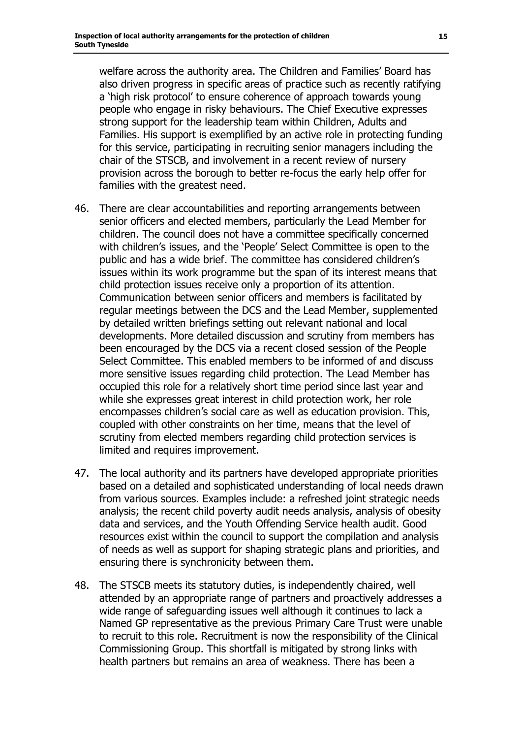welfare across the authority area. The Children and Families' Board has also driven progress in specific areas of practice such as recently ratifying a 'high risk protocol' to ensure coherence of approach towards young people who engage in risky behaviours. The Chief Executive expresses strong support for the leadership team within Children, Adults and Families. His support is exemplified by an active role in protecting funding for this service, participating in recruiting senior managers including the chair of the STSCB, and involvement in a recent review of nursery provision across the borough to better re-focus the early help offer for families with the greatest need.

46. There are clear accountabilities and reporting arrangements between senior officers and elected members, particularly the Lead Member for children. The council does not have a committee specifically concerned with children's issues, and the 'People' Select Committee is open to the public and has a wide brief. The committee has considered children's issues within its work programme but the span of its interest means that child protection issues receive only a proportion of its attention. Communication between senior officers and members is facilitated by regular meetings between the DCS and the Lead Member, supplemented by detailed written briefings setting out relevant national and local developments. More detailed discussion and scrutiny from members has been encouraged by the DCS via a recent closed session of the People Select Committee. This enabled members to be informed of and discuss more sensitive issues regarding child protection. The Lead Member has occupied this role for a relatively short time period since last year and while she expresses great interest in child protection work, her role encompasses children's social care as well as education provision. This, coupled with other constraints on her time, means that the level of scrutiny from elected members regarding child protection services is limited and requires improvement.

47. The local authority and its partners have developed appropriate priorities based on a detailed and sophisticated understanding of local needs drawn from various sources. Examples include: a refreshed joint strategic needs analysis; the recent child poverty audit needs analysis, analysis of obesity data and services, and the Youth Offending Service health audit. Good resources exist within the council to support the compilation and analysis of needs as well as support for shaping strategic plans and priorities, and ensuring there is synchronicity between them.

48. The STSCB meets its statutory duties, is independently chaired, well attended by an appropriate range of partners and proactively addresses a wide range of safeguarding issues well although it continues to lack a Named GP representative as the previous Primary Care Trust were unable to recruit to this role. Recruitment is now the responsibility of the Clinical Commissioning Group. This shortfall is mitigated by strong links with health partners but remains an area of weakness. There has been a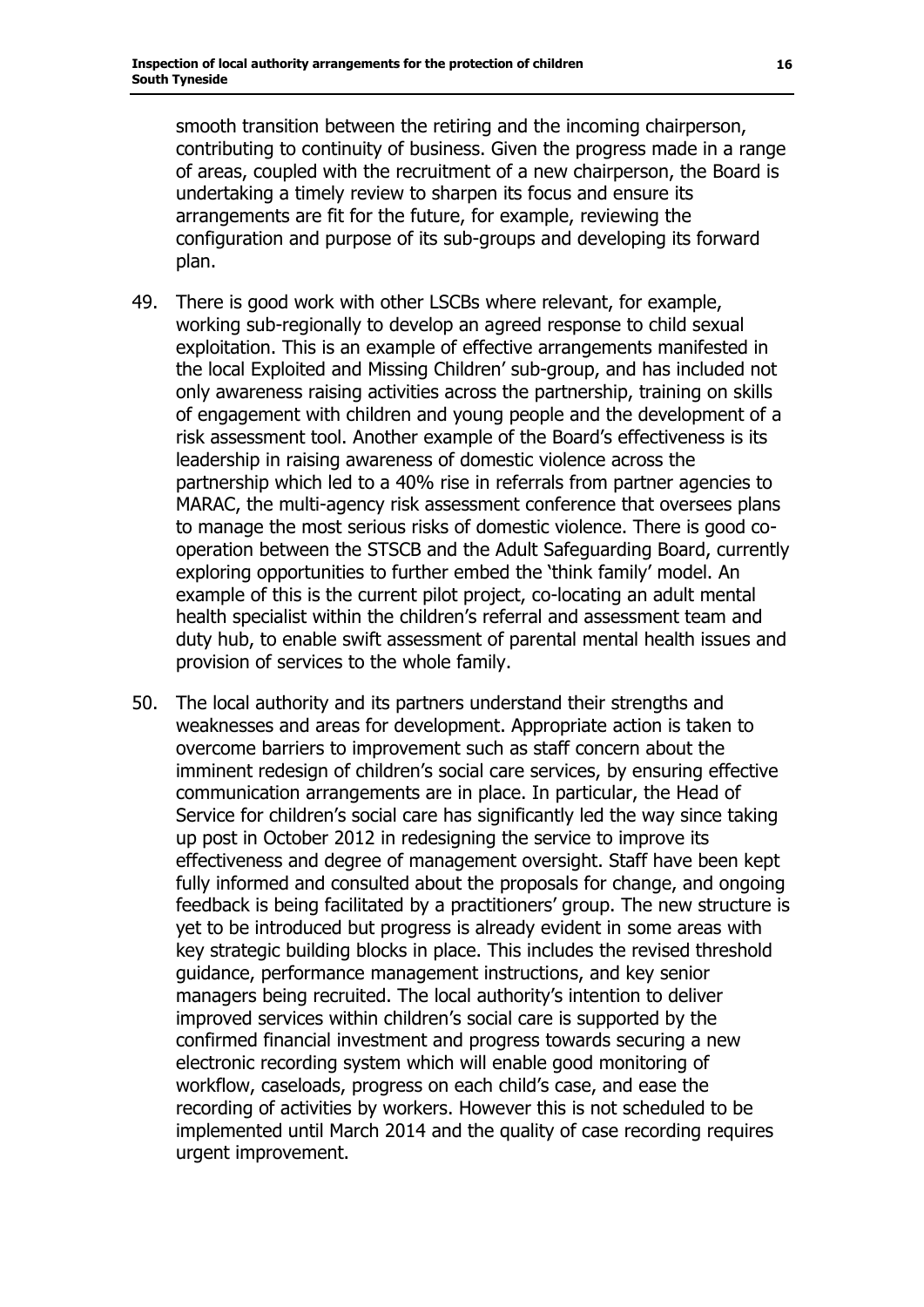smooth transition between the retiring and the incoming chairperson, contributing to continuity of business. Given the progress made in a range of areas, coupled with the recruitment of a new chairperson, the Board is undertaking a timely review to sharpen its focus and ensure its arrangements are fit for the future, for example, reviewing the configuration and purpose of its sub-groups and developing its forward plan.

49. There is good work with other LSCBs where relevant, for example, working sub-regionally to develop an agreed response to child sexual exploitation. This is an example of effective arrangements manifested in the local Exploited and Missing Children' sub-group, and has included not only awareness raising activities across the partnership, training on skills of engagement with children and young people and the development of a risk assessment tool. Another example of the Board's effectiveness is its leadership in raising awareness of domestic violence across the partnership which led to a 40% rise in referrals from partner agencies to MARAC, the multi-agency risk assessment conference that oversees plans to manage the most serious risks of domestic violence. There is good co-operation between the STSCB and the Adult Safeguarding Board, currently exploring opportunities to further embed the 'think family' model. An example of this is the current pilot project, co-locating an adult mental health specialist within the children's referral and assessment team and duty hub, to enable swift assessment of parental mental health issues and provision of services to the whole family.

50. The local authority and its partners understand their strengths and weaknesses and areas for development. Appropriate action is taken to overcome barriers to improvement such as staff concern about the imminent redesign of children's social care services, by ensuring effective communication arrangements are in place. In particular, the Head of Service for children's social care has significantly led the way since taking up post in October 2012 in redesigning the service to improve its effectiveness and degree of management oversight. Staff have been kept fully informed and consulted about the proposals for change, and ongoing feedback is being facilitated by a practitioners' group. The new structure is yet to be introduced but progress is already evident in some areas with key strategic building blocks in place. This includes the revised threshold guidance, performance management instructions, and key senior managers being recruited. The local authority's intention to deliver improved services within children's social care is supported by the confirmed financial investment and progress towards securing a new electronic recording system which will enable good monitoring of workflow, caseloads, progress on each child's case, and ease the recording of activities by workers. However this is not scheduled to be implemented until March 2014 and the quality of case recording requires urgent improvement.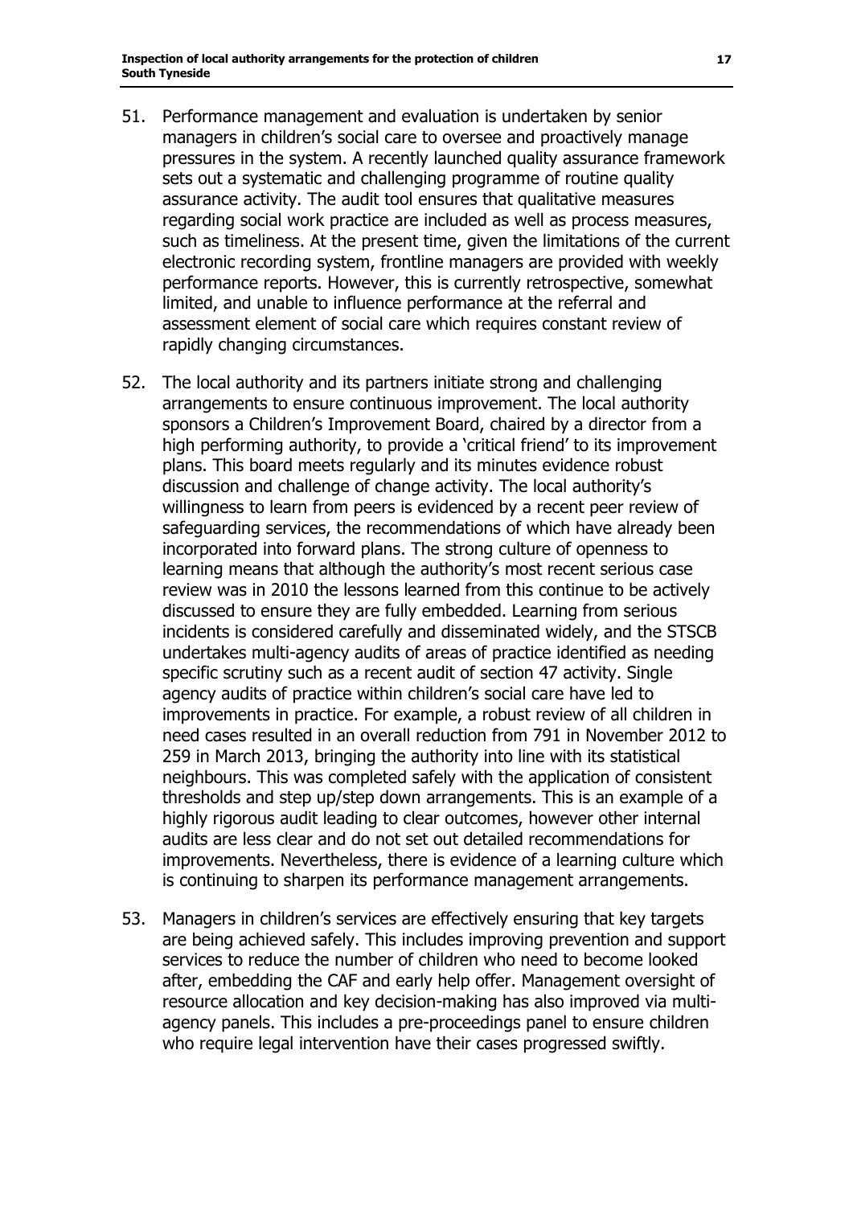51. Performance management and evaluation is undertaken by senior managers in children's social care to oversee and proactively manage pressures in the system. A recently launched quality assurance framework sets out a systematic and challenging programme of routine quality assurance activity. The audit tool ensures that qualitative measures regarding social work practice are included as well as process measures, such as timeliness. At the present time, given the limitations of the current electronic recording system, frontline managers are provided with weekly performance reports. However, this is currently retrospective, somewhat limited, and unable to influence performance at the referral and assessment element of social care which requires constant review of rapidly changing circumstances.

52. The local authority and its partners initiate strong and challenging arrangements to ensure continuous improvement. The local authority sponsors a Children's Improvement Board, chaired by a director from a high performing authority, to provide a 'critical friend' to its improvement plans. This board meets regularly and its minutes evidence robust discussion and challenge of change activity. The local authority's willingness to learn from peers is evidenced by a recent peer review of safeguarding services, the recommendations of which have already been incorporated into forward plans. The strong culture of openness to learning means that although the authority's most recent serious case review was in 2010 the lessons learned from this continue to be actively discussed to ensure they are fully embedded. Learning from serious incidents is considered carefully and disseminated widely, and the STSCB undertakes multi-agency audits of areas of practice identified as needing specific scrutiny such as a recent audit of section 47 activity. Single agency audits of practice within children's social care have led to improvements in practice. For example, a robust review of all children in need cases resulted in an overall reduction from 791 in November 2012 to 259 in March 2013, bringing the authority into line with its statistical neighbours. This was completed safely with the application of consistent thresholds and step up/step down arrangements. This is an example of a highly rigorous audit leading to clear outcomes, however other internal audits are less clear and do not set out detailed recommendations for improvements. Nevertheless, there is evidence of a learning culture which is continuing to sharpen its performance management arrangements.

53. Managers in children's services are effectively ensuring that key targets are being achieved safely. This includes improving prevention and support services to reduce the number of children who need to become looked after, embedding the CAF and early help offer. Management oversight of resource allocation and key decision-making has also improved via multi-agency panels. This includes a pre-proceedings panel to ensure children who require legal intervention have their cases progressed swiftly.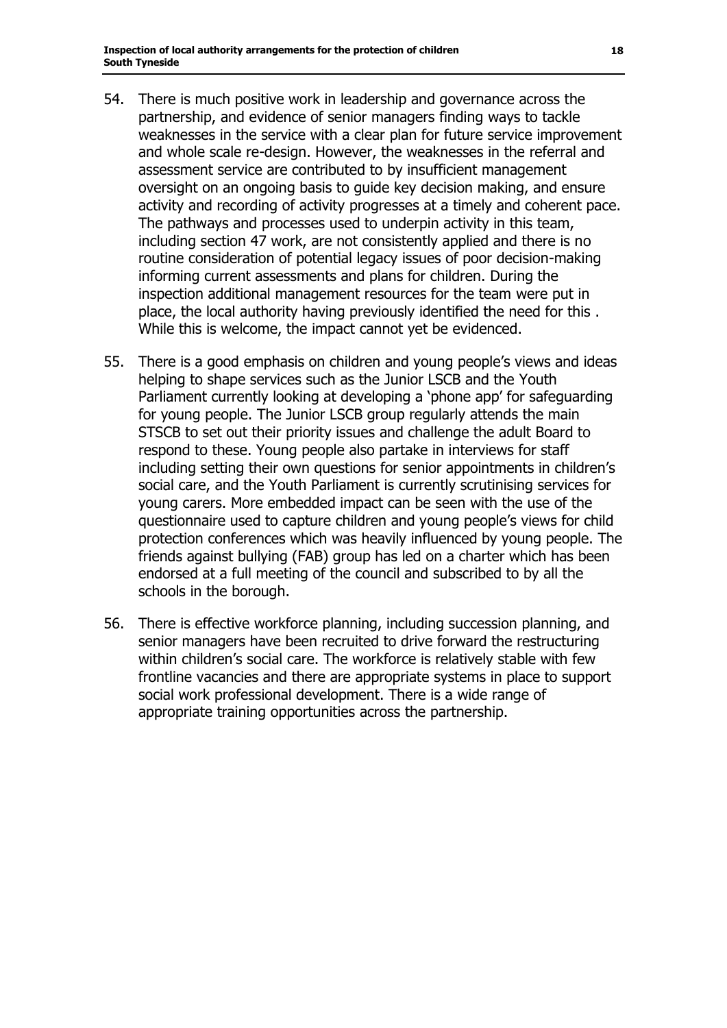54. There is much positive work in leadership and governance across the partnership, and evidence of senior managers finding ways to tackle weaknesses in the service with a clear plan for future service improvement and whole scale re-design. However, the weaknesses in the referral and assessment service are contributed to by insufficient management oversight on an ongoing basis to guide key decision making, and ensure activity and recording of activity progresses at a timely and coherent pace. The pathways and processes used to underpin activity in this team, including section 47 work, are not consistently applied and there is no routine consideration of potential legacy issues of poor decision-making informing current assessments and plans for children. During the inspection additional management resources for the team were put in place, the local authority having previously identified the need for this . While this is welcome, the impact cannot yet be evidenced.

55. There is a good emphasis on children and young people's views and ideas helping to shape services such as the Junior LSCB and the Youth Parliament currently looking at developing a 'phone app' for safeguarding for young people. The Junior LSCB group regularly attends the main STSCB to set out their priority issues and challenge the adult Board to respond to these. Young people also partake in interviews for staff including setting their own questions for senior appointments in children's social care, and the Youth Parliament is currently scrutinising services for young carers. More embedded impact can be seen with the use of the questionnaire used to capture children and young people's views for child protection conferences which was heavily influenced by young people. The friends against bullying (FAB) group has led on a charter which has been endorsed at a full meeting of the council and subscribed to by all the schools in the borough.

56. There is effective workforce planning, including succession planning, and senior managers have been recruited to drive forward the restructuring within children's social care. The workforce is relatively stable with few frontline vacancies and there are appropriate systems in place to support social work professional development. There is a wide range of appropriate training opportunities across the partnership.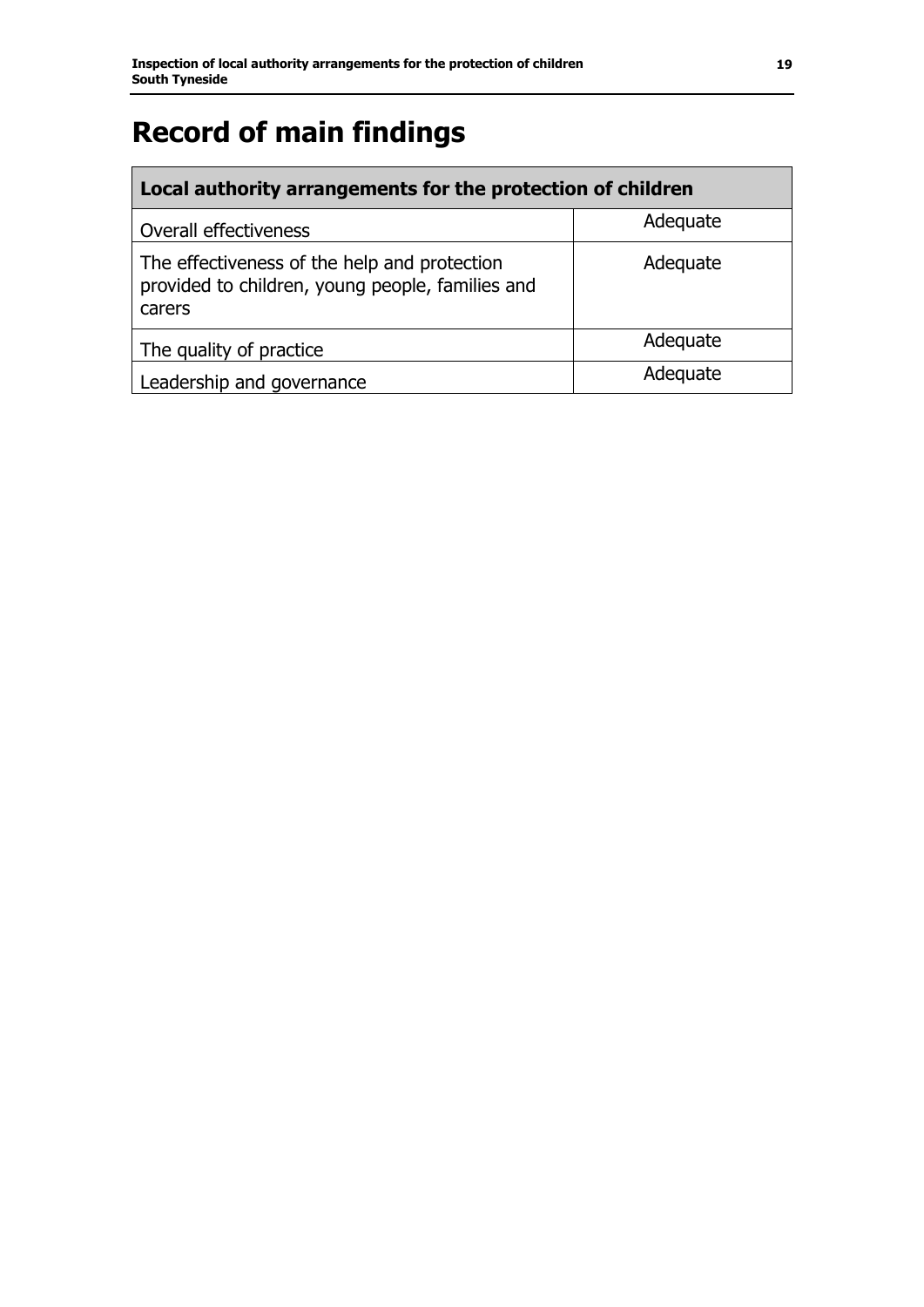# Record of main findings

| Local authority arrangements for the protection of children | |
|---|---|
| Overall effectiveness | Adequate |
| The effectiveness of the help and protection provided to children, young people, families and carers | Adequate |
| The quality of practice | Adequate |
| Leadership and governance | Adequate |